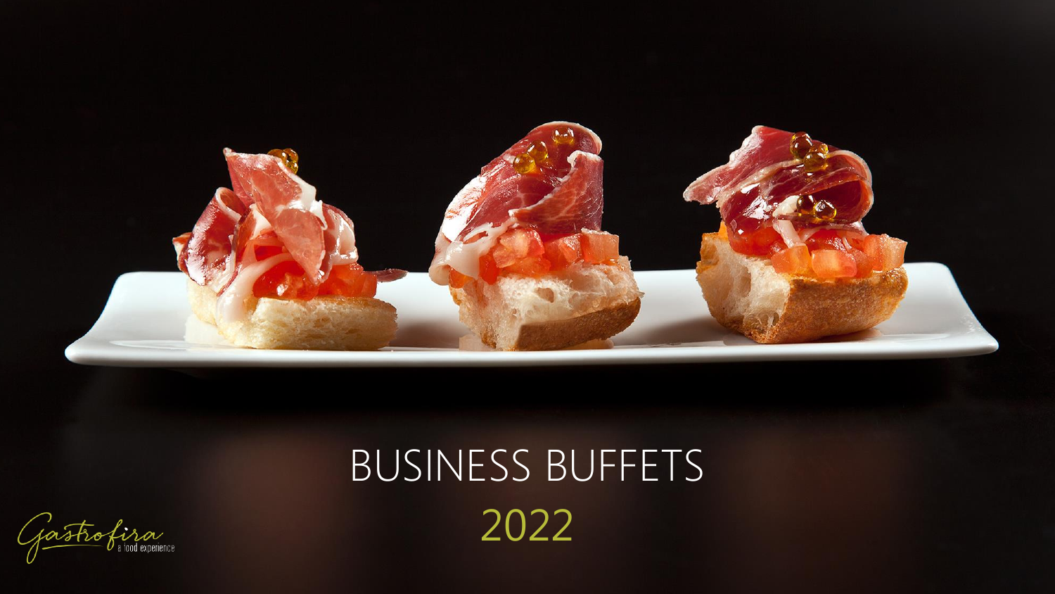# BUSINESS BUFFETS

## 2022

Gastrofira
a food experience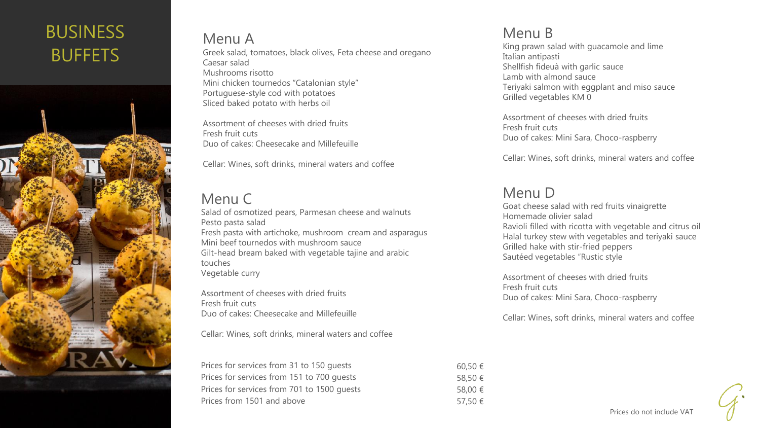# BUSINESS BUFFETS

## Menu A

Greek salad, tomatoes, black olives, Feta cheese and oregano
Caesar salad
Mushrooms risotto
Mini chicken tournedos "Catalonian style"
Portuguese-style cod with potatoes
Sliced baked potato with herbs oil

Assortment of cheeses with dried fruits
Fresh fruit cuts
Duo of cakes: Cheesecake and Millefeuille

Cellar: Wines, soft drinks, mineral waters and coffee

## Menu B

King prawn salad with guacamole and lime
Italian antipasti
Shellfish fideuà with garlic sauce
Lamb with almond sauce
Teriyaki salmon with eggplant and miso sauce
Grilled vegetables KM 0

Assortment of cheeses with dried fruits
Fresh fruit cuts
Duo of cakes: Mini Sara, Choco-raspberry

Cellar: Wines, soft drinks, mineral waters and coffee

## Menu C

Salad of osmotized pears, Parmesan cheese and walnuts
Pesto pasta salad
Fresh pasta with artichoke, mushroom cream and asparagus
Mini beef tournedos with mushroom sauce
Gilt-head bream baked with vegetable tajine and arabic touches
Vegetable curry

Assortment of cheeses with dried fruits
Fresh fruit cuts
Duo of cakes: Cheesecake and Millefeuille

Cellar: Wines, soft drinks, mineral waters and coffee

## Menu D

Goat cheese salad with red fruits vinaigrette
Homemade olivier salad
Ravioli filled with ricotta with vegetable and citrus oil
Halal turkey stew with vegetables and teriyaki sauce
Grilled hake with stir-fried peppers
Sautéed vegetables "Rustic style

Assortment of cheeses with dried fruits
Fresh fruit cuts
Duo of cakes: Mini Sara, Choco-raspberry

Cellar: Wines, soft drinks, mineral waters and coffee

| | |
|---|---|
| Prices for services from 31 to 150 guests | 60,50 € |
| Prices for services from 151 to 700 guests | 58,50 € |
| Prices for services from 701 to 1500 guests | 58,00 € |
| Prices from 1501 and above | 57,50 € |

Prices do not include VAT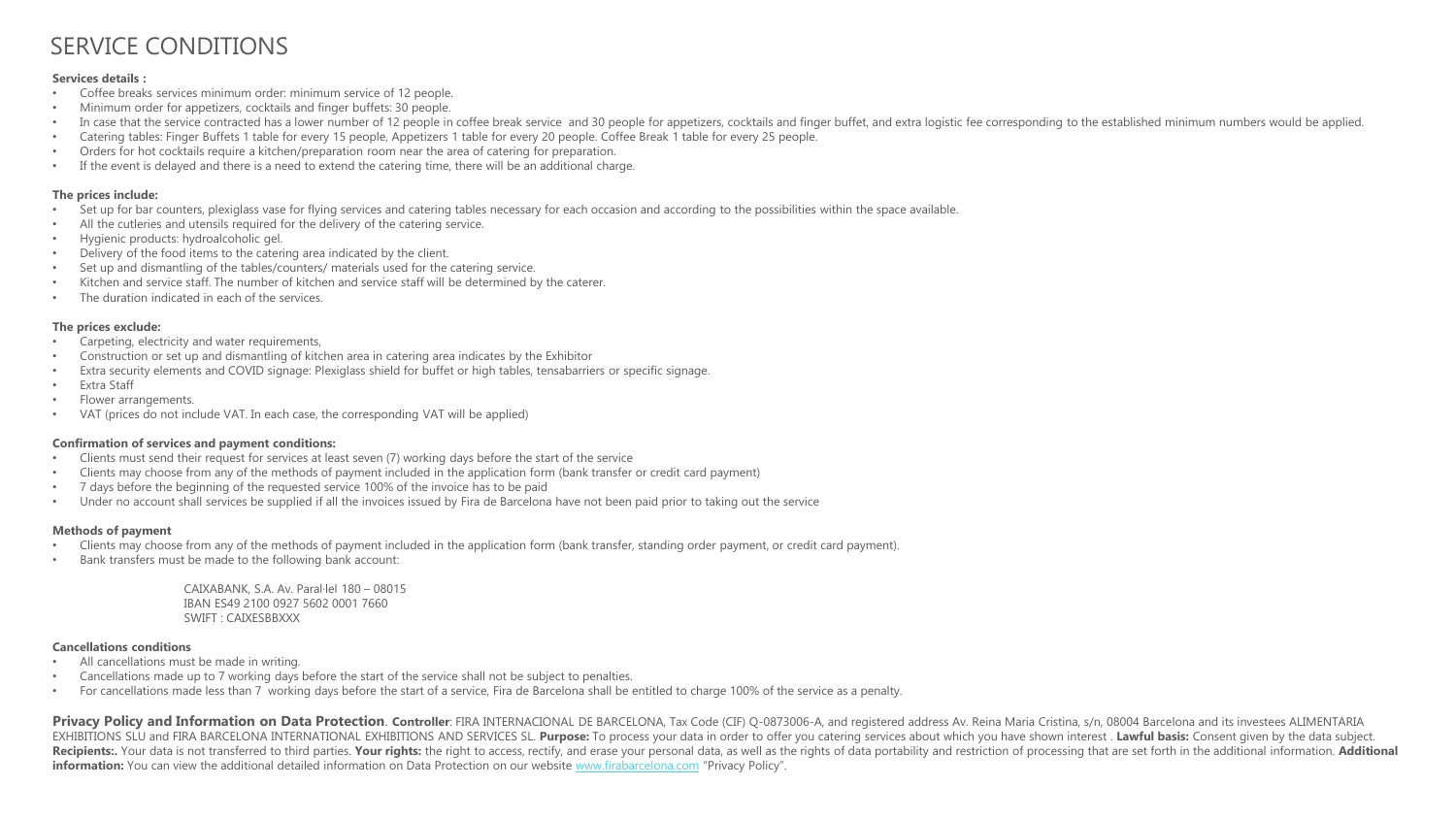# SERVICE CONDITIONS

**Services details :**

- Coffee breaks services minimum order: minimum service of 12 people.
- Minimum order for appetizers, cocktails and finger buffets: 30 people.
- In case that the service contracted has a lower number of 12 people in coffee break service and 30 people for appetizers, cocktails and finger buffet, and extra logistic fee corresponding to the established minimum numbers would be applied.
- Catering tables: Finger Buffets 1 table for every 15 people, Appetizers 1 table for every 20 people. Coffee Break 1 table for every 25 people.
- Orders for hot cocktails require a kitchen/preparation room near the area of catering for preparation.
- If the event is delayed and there is a need to extend the catering time, there will be an additional charge.

**The prices include:**

- Set up for bar counters, plexiglass vase for flying services and catering tables necessary for each occasion and according to the possibilities within the space available.
- All the cutleries and utensils required for the delivery of the catering service.
- Hygienic products: hydroalcoholic gel.
- Delivery of the food items to the catering area indicated by the client.
- Set up and dismantling of the tables/counters/ materials used for the catering service.
- Kitchen and service staff. The number of kitchen and service staff will be determined by the caterer.
- The duration indicated in each of the services.

**The prices exclude:**

- Carpeting, electricity and water requirements,
- Construction or set up and dismantling of kitchen area in catering area indicates by the Exhibitor
- Extra security elements and COVID signage: Plexiglass shield for buffet or high tables, tensabarriers or specific signage.
- Extra Staff
- Flower arrangements.
- VAT (prices do not include VAT. In each case, the corresponding VAT will be applied)

**Confirmation of services and payment conditions:**

- Clients must send their request for services at least seven (7) working days before the start of the service
- Clients may choose from any of the methods of payment included in the application form (bank transfer or credit card payment)
- 7 days before the beginning of the requested service 100% of the invoice has to be paid
- Under no account shall services be supplied if all the invoices issued by Fira de Barcelona have not been paid prior to taking out the service

**Methods of payment**

- Clients may choose from any of the methods of payment included in the application form (bank transfer, standing order payment, or credit card payment).
- Bank transfers must be made to the following bank account:

  CAIXABANK, S.A. Av. Paral·lel 180 – 08015
  IBAN ES49 2100 0927 5602 0001 7660
  SWIFT : CAIXESBBXXX

**Cancellations conditions**

- All cancellations must be made in writing.
- Cancellations made up to 7 working days before the start of the service shall not be subject to penalties.
- For cancellations made less than 7 working days before the start of a service, Fira de Barcelona shall be entitled to charge 100% of the service as a penalty.

**Privacy Policy and Information on Data Protection**. **Controller**: FIRA INTERNACIONAL DE BARCELONA, Tax Code (CIF) Q-0873006-A, and registered address Av. Reina Maria Cristina, s/n, 08004 Barcelona and its investees ALIMENTARIA EXHIBITIONS SLU and FIRA BARCELONA INTERNATIONAL EXHIBITIONS AND SERVICES SL. **Purpose:** To process your data in order to offer you catering services about which you have shown interest . **Lawful basis:** Consent given by the data subject. **Recipients:**. Your data is not transferred to third parties. **Your rights:** the right to access, rectify, and erase your personal data, as well as the rights of data portability and restriction of processing that are set forth in the additional information. **Additional information:** You can view the additional detailed information on Data Protection on our website www.firabarcelona.com "Privacy Policy".